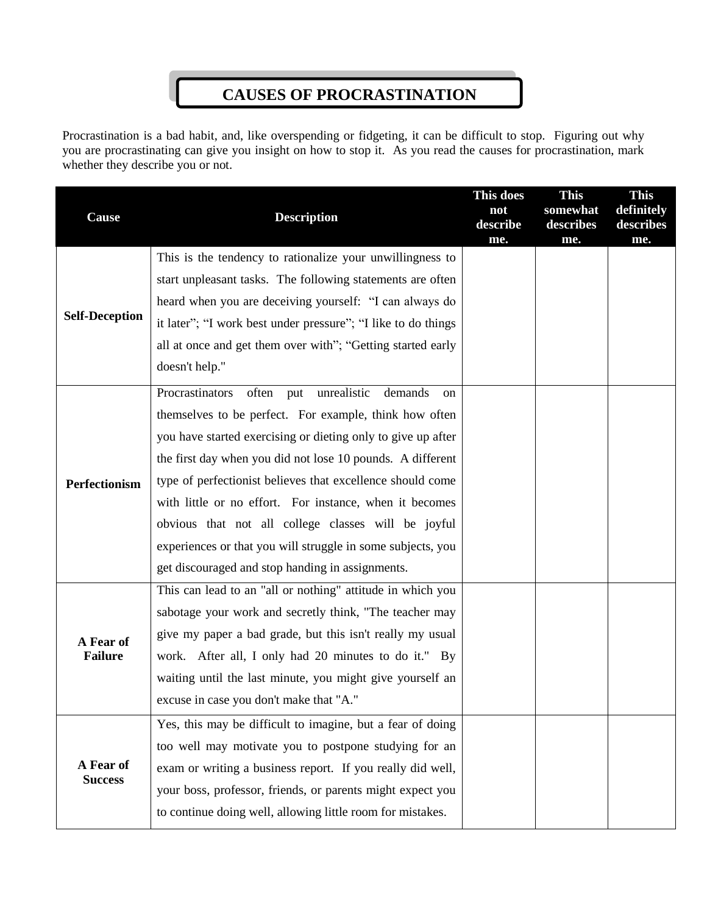# CAUSES OF PROCRASTINATION

Procrastination is a bad habit, and, like overspending or fidgeting, it can be difficult to stop. Figuring out why you are procrastinating can give you insight on how to stop it. As you read the causes for procrastination, mark whether they describe you or not.

| Cause | Description | This does not describe me. | This somewhat describes me. | This definitely describes me. |
|---|---|---|---|---|
| **Self-Deception** | This is the tendency to rationalize your unwillingness to start unpleasant tasks. The following statements are often heard when you are deceiving yourself: "I can always do it later"; "I work best under pressure"; "I like to do things all at once and get them over with"; "Getting started early doesn't help." | | | |
| **Perfectionism** | Procrastinators often put unrealistic demands on themselves to be perfect. For example, think how often you have started exercising or dieting only to give up after the first day when you did not lose 10 pounds. A different type of perfectionist believes that excellence should come with little or no effort. For instance, when it becomes obvious that not all college classes will be joyful experiences or that you will struggle in some subjects, you get discouraged and stop handing in assignments. | | | |
| **A Fear of Failure** | This can lead to an "all or nothing" attitude in which you sabotage your work and secretly think, "The teacher may give my paper a bad grade, but this isn't really my usual work. After all, I only had 20 minutes to do it." By waiting until the last minute, you might give yourself an excuse in case you don't make that "A." | | | |
| **A Fear of Success** | Yes, this may be difficult to imagine, but a fear of doing too well may motivate you to postpone studying for an exam or writing a business report. If you really did well, your boss, professor, friends, or parents might expect you to continue doing well, allowing little room for mistakes. | | | |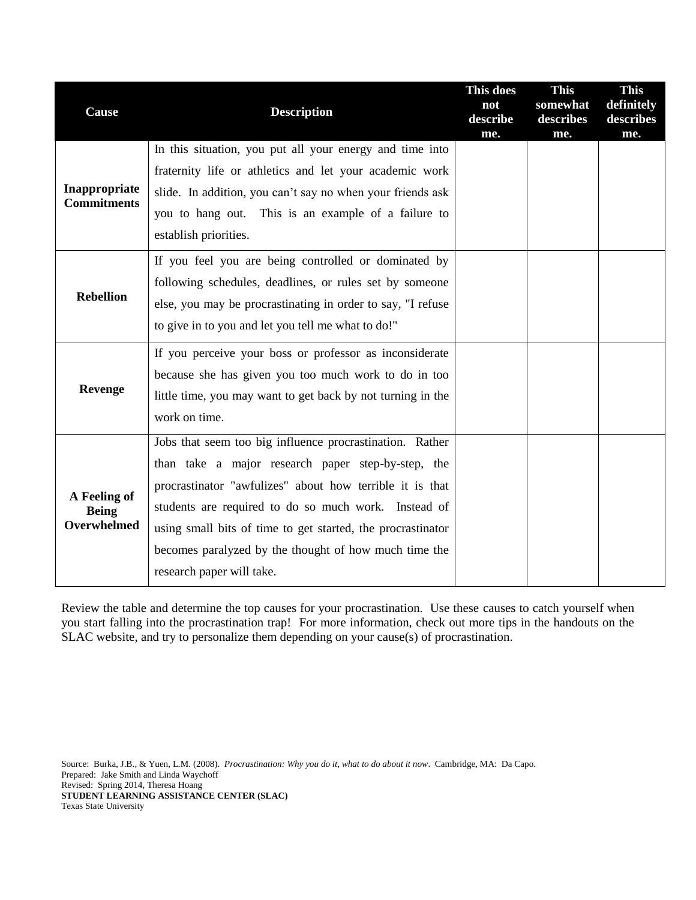| Cause | Description | This does not describe me. | This somewhat describes me. | This definitely describes me. |
|---|---|---|---|---|
| **Inappropriate Commitments** | In this situation, you put all your energy and time into fraternity life or athletics and let your academic work slide. In addition, you can't say no when your friends ask you to hang out. This is an example of a failure to establish priorities. | | | |
| **Rebellion** | If you feel you are being controlled or dominated by following schedules, deadlines, or rules set by someone else, you may be procrastinating in order to say, "I refuse to give in to you and let you tell me what to do!" | | | |
| **Revenge** | If you perceive your boss or professor as inconsiderate because she has given you too much work to do in too little time, you may want to get back by not turning in the work on time. | | | |
| **A Feeling of Being Overwhelmed** | Jobs that seem too big influence procrastination. Rather than take a major research paper step-by-step, the procrastinator "awfulizes" about how terrible it is that students are required to do so much work. Instead of using small bits of time to get started, the procrastinator becomes paralyzed by the thought of how much time the research paper will take. | | | |

Review the table and determine the top causes for your procrastination. Use these causes to catch yourself when you start falling into the procrastination trap! For more information, check out more tips in the handouts on the SLAC website, and try to personalize them depending on your cause(s) of procrastination.

Source: Burka, J.B., & Yuen, L.M. (2008). *Procrastination: Why you do it, what to do about it now*. Cambridge, MA: Da Capo.
Prepared: Jake Smith and Linda Waychoff
Revised: Spring 2014, Theresa Hoang
**STUDENT LEARNING ASSISTANCE CENTER (SLAC)**
Texas State University